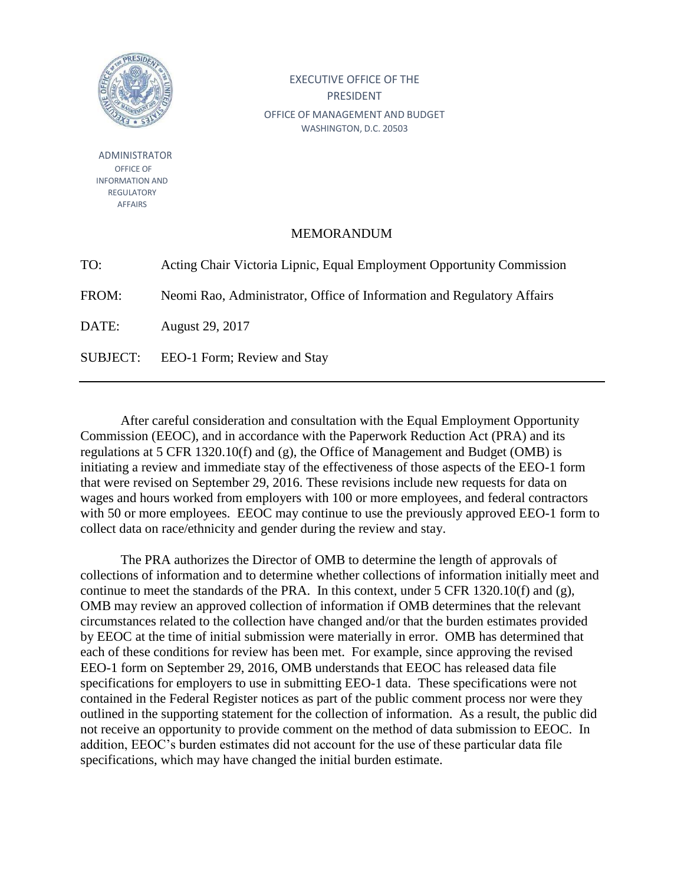EXECUTIVE OFFICE OF THE PRESIDENT
OFFICE OF MANAGEMENT AND BUDGET
WASHINGTON, D.C. 20503

ADMINISTRATOR
OFFICE OF INFORMATION AND REGULATORY AFFAIRS

MEMORANDUM

TO: Acting Chair Victoria Lipnic, Equal Employment Opportunity Commission

FROM: Neomi Rao, Administrator, Office of Information and Regulatory Affairs

DATE: August 29, 2017

SUBJECT: EEO-1 Form; Review and Stay

---

After careful consideration and consultation with the Equal Employment Opportunity Commission (EEOC), and in accordance with the Paperwork Reduction Act (PRA) and its regulations at 5 CFR 1320.10(f) and (g), the Office of Management and Budget (OMB) is initiating a review and immediate stay of the effectiveness of those aspects of the EEO-1 form that were revised on September 29, 2016. These revisions include new requests for data on wages and hours worked from employers with 100 or more employees, and federal contractors with 50 or more employees. EEOC may continue to use the previously approved EEO-1 form to collect data on race/ethnicity and gender during the review and stay.

The PRA authorizes the Director of OMB to determine the length of approvals of collections of information and to determine whether collections of information initially meet and continue to meet the standards of the PRA. In this context, under 5 CFR 1320.10(f) and (g), OMB may review an approved collection of information if OMB determines that the relevant circumstances related to the collection have changed and/or that the burden estimates provided by EEOC at the time of initial submission were materially in error. OMB has determined that each of these conditions for review has been met. For example, since approving the revised EEO-1 form on September 29, 2016, OMB understands that EEOC has released data file specifications for employers to use in submitting EEO-1 data. These specifications were not contained in the Federal Register notices as part of the public comment process nor were they outlined in the supporting statement for the collection of information. As a result, the public did not receive an opportunity to provide comment on the method of data submission to EEOC. In addition, EEOC's burden estimates did not account for the use of these particular data file specifications, which may have changed the initial burden estimate.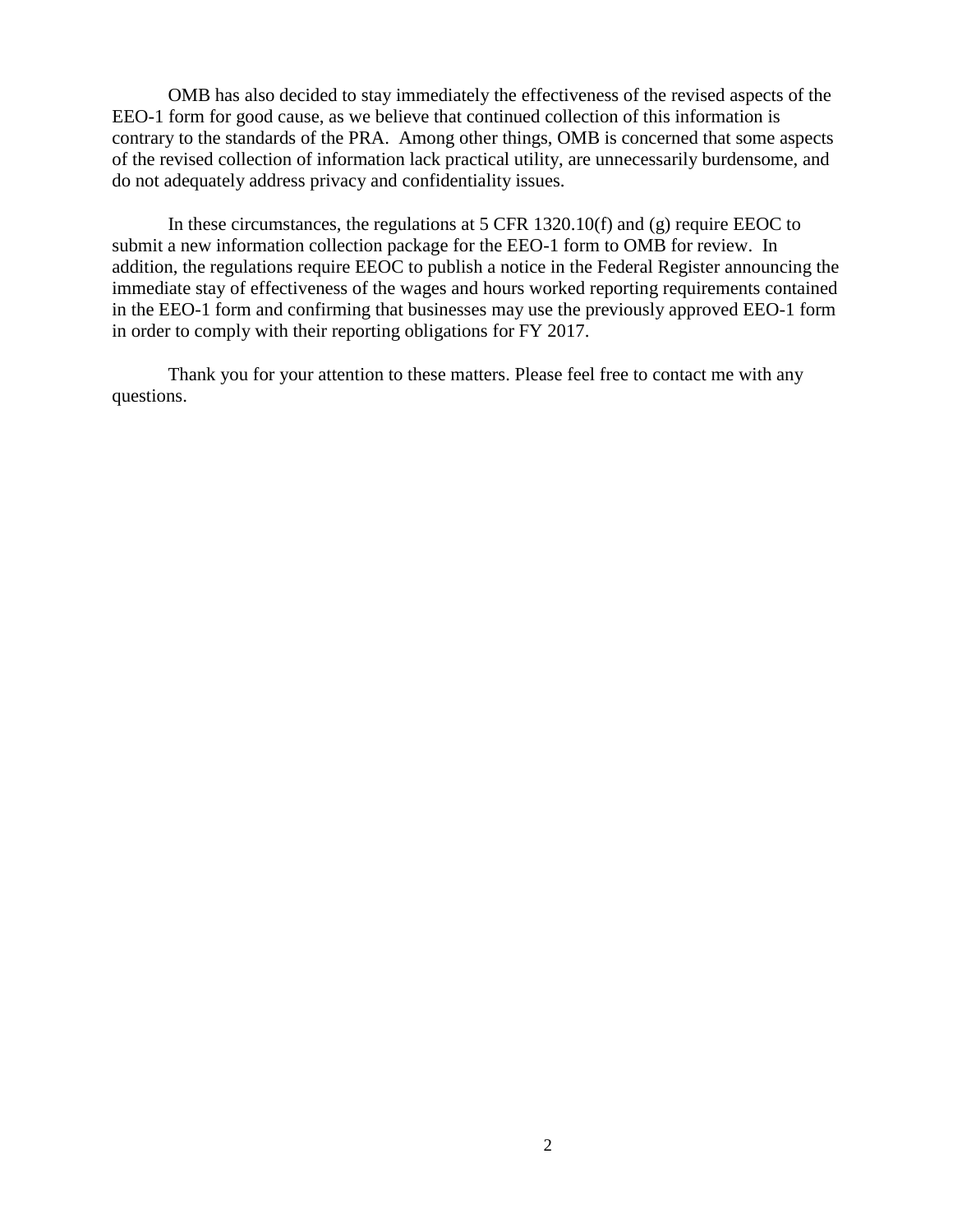OMB has also decided to stay immediately the effectiveness of the revised aspects of the EEO-1 form for good cause, as we believe that continued collection of this information is contrary to the standards of the PRA. Among other things, OMB is concerned that some aspects of the revised collection of information lack practical utility, are unnecessarily burdensome, and do not adequately address privacy and confidentiality issues.

In these circumstances, the regulations at 5 CFR 1320.10(f) and (g) require EEOC to submit a new information collection package for the EEO-1 form to OMB for review. In addition, the regulations require EEOC to publish a notice in the Federal Register announcing the immediate stay of effectiveness of the wages and hours worked reporting requirements contained in the EEO-1 form and confirming that businesses may use the previously approved EEO-1 form in order to comply with their reporting obligations for FY 2017.

Thank you for your attention to these matters. Please feel free to contact me with any questions.